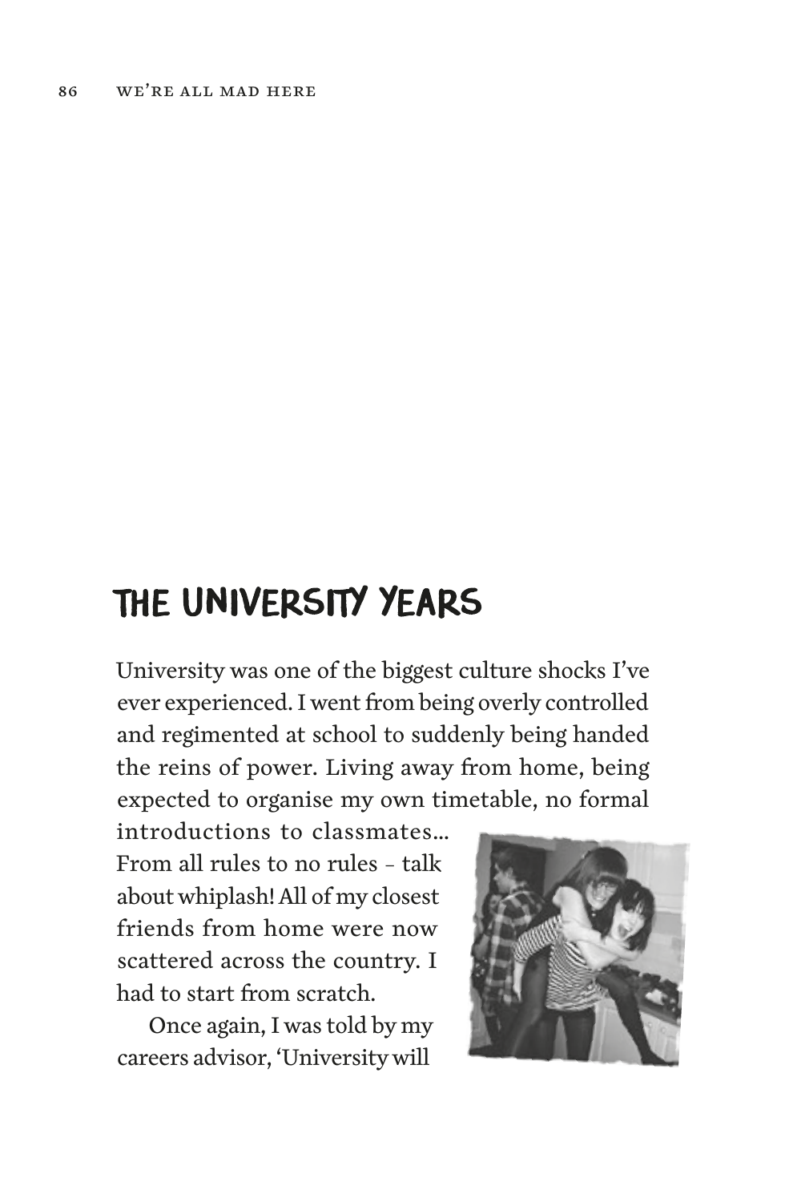# THE UNIVERSITY YEARS

University was one of the biggest culture shocks I've ever experienced. I went from being overly controlled and regimented at school to suddenly being handed the reins of power. Living away from home, being expected to organise my own timetable, no formal introductions to classmates... From all rules to no rules – talk about whiplash! All of my closest friends from home were now scattered across the country. I had to start from scratch.

Once again, I was told by my careers advisor, 'University will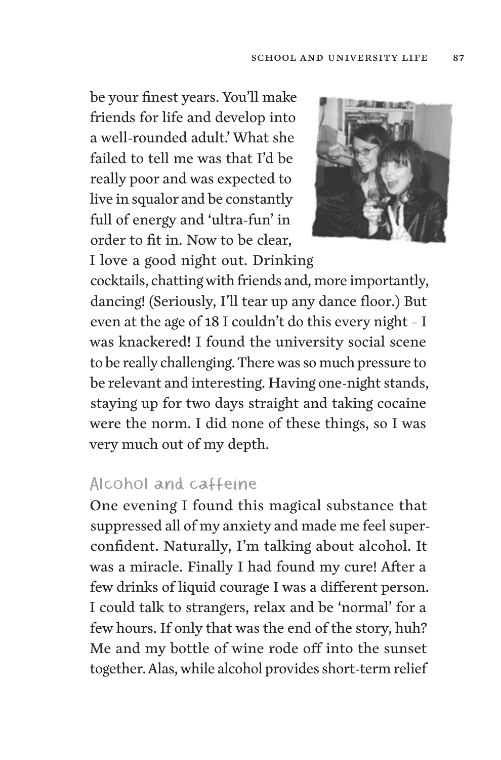be your finest years. You'll make friends for life and develop into a well-rounded adult.' What she failed to tell me was that I'd be really poor and was expected to live in squalor and be constantly full of energy and 'ultra-fun' in order to fit in. Now to be clear, I love a good night out. Drinking cocktails, chatting with friends and, more importantly, dancing! (Seriously, I'll tear up any dance floor.) But even at the age of 18 I couldn't do this every night – I was knackered! I found the university social scene to be really challenging. There was so much pressure to be relevant and interesting. Having one-night stands, staying up for two days straight and taking cocaine were the norm. I did none of these things, so I was very much out of my depth.

## Alcohol and caffeine

One evening I found this magical substance that suppressed all of my anxiety and made me feel super-confident. Naturally, I'm talking about alcohol. It was a miracle. Finally I had found my cure! After a few drinks of liquid courage I was a different person. I could talk to strangers, relax and be 'normal' for a few hours. If only that was the end of the story, huh? Me and my bottle of wine rode off into the sunset together. Alas, while alcohol provides short-term relief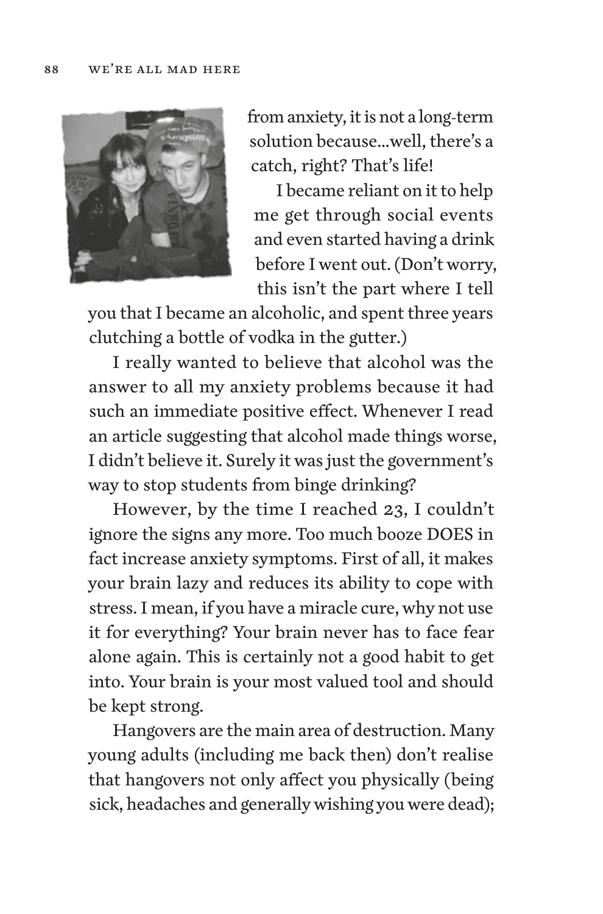from anxiety, it is not a long-term solution because...well, there's a catch, right? That's life!

I became reliant on it to help me get through social events and even started having a drink before I went out. (Don't worry, this isn't the part where I tell you that I became an alcoholic, and spent three years clutching a bottle of vodka in the gutter.)

I really wanted to believe that alcohol was the answer to all my anxiety problems because it had such an immediate positive effect. Whenever I read an article suggesting that alcohol made things worse, I didn't believe it. Surely it was just the government's way to stop students from binge drinking?

However, by the time I reached 23, I couldn't ignore the signs any more. Too much booze DOES in fact increase anxiety symptoms. First of all, it makes your brain lazy and reduces its ability to cope with stress. I mean, if you have a miracle cure, why not use it for everything? Your brain never has to face fear alone again. This is certainly not a good habit to get into. Your brain is your most valued tool and should be kept strong.

Hangovers are the main area of destruction. Many young adults (including me back then) don't realise that hangovers not only affect you physically (being sick, headaches and generally wishing you were dead);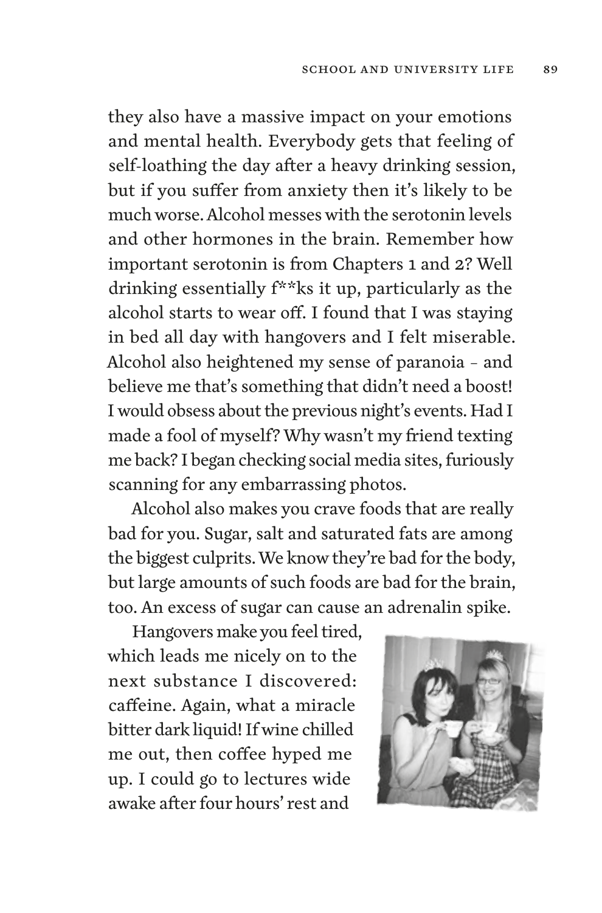they also have a massive impact on your emotions and mental health. Everybody gets that feeling of self-loathing the day after a heavy drinking session, but if you suffer from anxiety then it's likely to be much worse. Alcohol messes with the serotonin levels and other hormones in the brain. Remember how important serotonin is from Chapters 1 and 2? Well drinking essentially f**ks it up, particularly as the alcohol starts to wear off. I found that I was staying in bed all day with hangovers and I felt miserable. Alcohol also heightened my sense of paranoia – and believe me that's something that didn't need a boost! I would obsess about the previous night's events. Had I made a fool of myself? Why wasn't my friend texting me back? I began checking social media sites, furiously scanning for any embarrassing photos.

Alcohol also makes you crave foods that are really bad for you. Sugar, salt and saturated fats are among the biggest culprits. We know they're bad for the body, but large amounts of such foods are bad for the brain, too. An excess of sugar can cause an adrenalin spike.

Hangovers make you feel tired, which leads me nicely on to the next substance I discovered: caffeine. Again, what a miracle bitter dark liquid! If wine chilled me out, then coffee hyped me up. I could go to lectures wide awake after four hours' rest and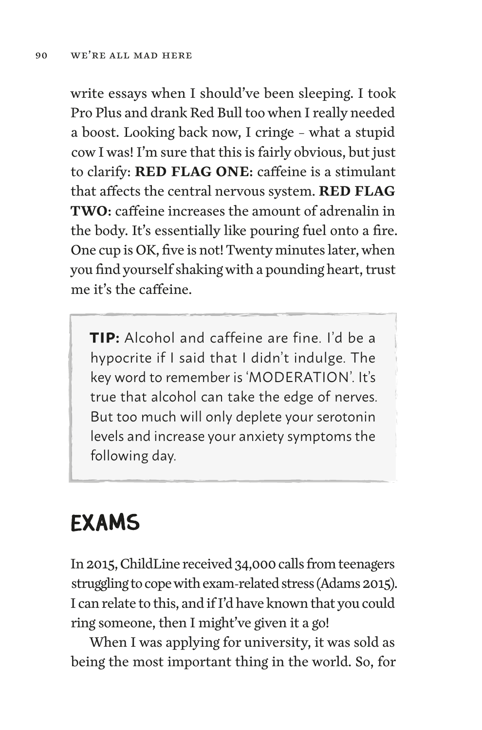write essays when I should've been sleeping. I took Pro Plus and drank Red Bull too when I really needed a boost. Looking back now, I cringe – what a stupid cow I was! I'm sure that this is fairly obvious, but just to clarify: **RED FLAG ONE:** caffeine is a stimulant that affects the central nervous system. **RED FLAG TWO:** caffeine increases the amount of adrenalin in the body. It's essentially like pouring fuel onto a fire. One cup is OK, five is not! Twenty minutes later, when you find yourself shaking with a pounding heart, trust me it's the caffeine.

> **TIP:** Alcohol and caffeine are fine. I'd be a hypocrite if I said that I didn't indulge. The key word to remember is 'MODERATION'. It's true that alcohol can take the edge of nerves. But too much will only deplete your serotonin levels and increase your anxiety symptoms the following day.

## EXAMS

In 2015, ChildLine received 34,000 calls from teenagers struggling to cope with exam-related stress (Adams 2015). I can relate to this, and if I'd have known that you could ring someone, then I might've given it a go!

When I was applying for university, it was sold as being the most important thing in the world. So, for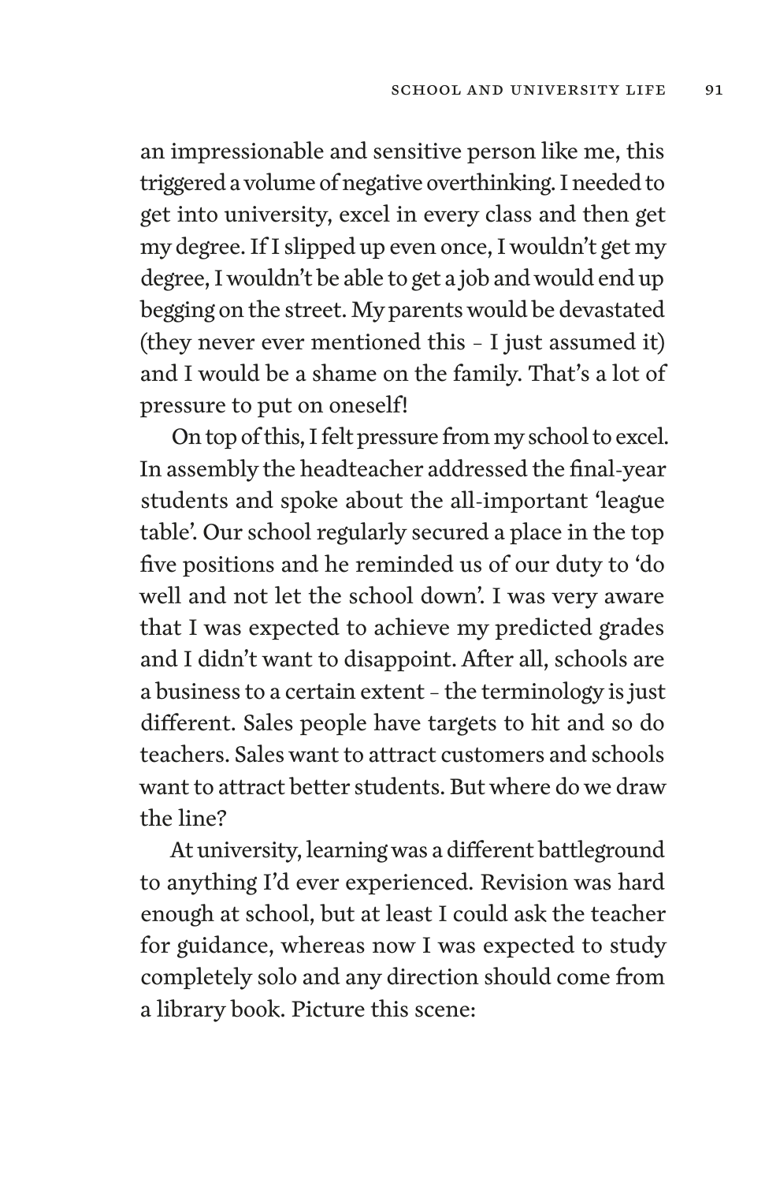an impressionable and sensitive person like me, this triggered a volume of negative overthinking. I needed to get into university, excel in every class and then get my degree. If I slipped up even once, I wouldn't get my degree, I wouldn't be able to get a job and would end up begging on the street. My parents would be devastated (they never ever mentioned this – I just assumed it) and I would be a shame on the family. That's a lot of pressure to put on oneself!

On top of this, I felt pressure from my school to excel. In assembly the headteacher addressed the final-year students and spoke about the all-important 'league table'. Our school regularly secured a place in the top five positions and he reminded us of our duty to 'do well and not let the school down'. I was very aware that I was expected to achieve my predicted grades and I didn't want to disappoint. After all, schools are a business to a certain extent – the terminology is just different. Sales people have targets to hit and so do teachers. Sales want to attract customers and schools want to attract better students. But where do we draw the line?

At university, learning was a different battleground to anything I'd ever experienced. Revision was hard enough at school, but at least I could ask the teacher for guidance, whereas now I was expected to study completely solo and any direction should come from a library book. Picture this scene: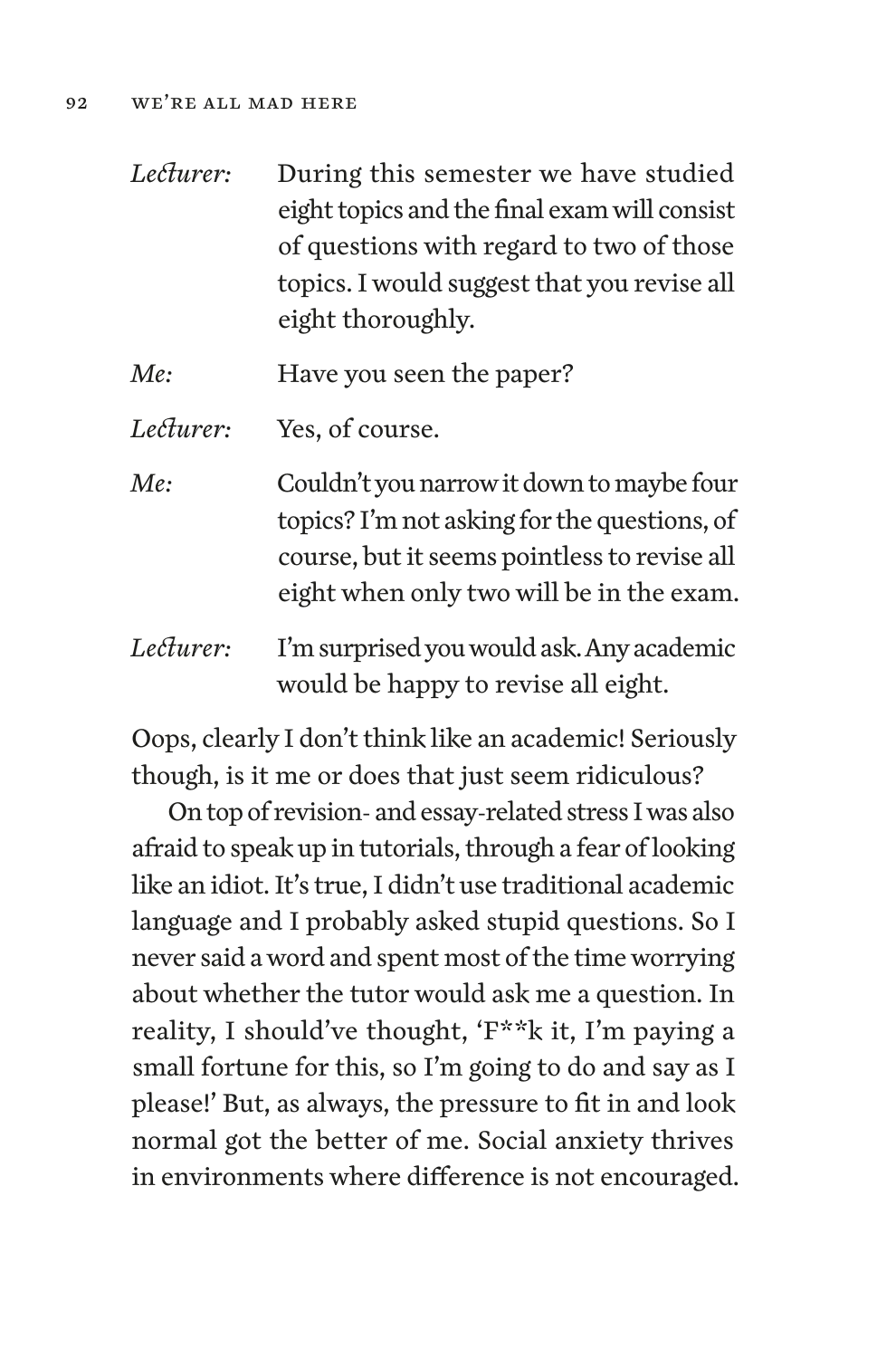*Lecturer:* During this semester we have studied eight topics and the final exam will consist of questions with regard to two of those topics. I would suggest that you revise all eight thoroughly.

*Me:* Have you seen the paper?

*Lecturer:* Yes, of course.

*Me:* Couldn't you narrow it down to maybe four topics? I'm not asking for the questions, of course, but it seems pointless to revise all eight when only two will be in the exam.

*Lecturer:* I'm surprised you would ask. Any academic would be happy to revise all eight.

Oops, clearly I don't think like an academic! Seriously though, is it me or does that just seem ridiculous?

On top of revision- and essay-related stress I was also afraid to speak up in tutorials, through a fear of looking like an idiot. It's true, I didn't use traditional academic language and I probably asked stupid questions. So I never said a word and spent most of the time worrying about whether the tutor would ask me a question. In reality, I should've thought, 'F**k it, I'm paying a small fortune for this, so I'm going to do and say as I please!' But, as always, the pressure to fit in and look normal got the better of me. Social anxiety thrives in environments where difference is not encouraged.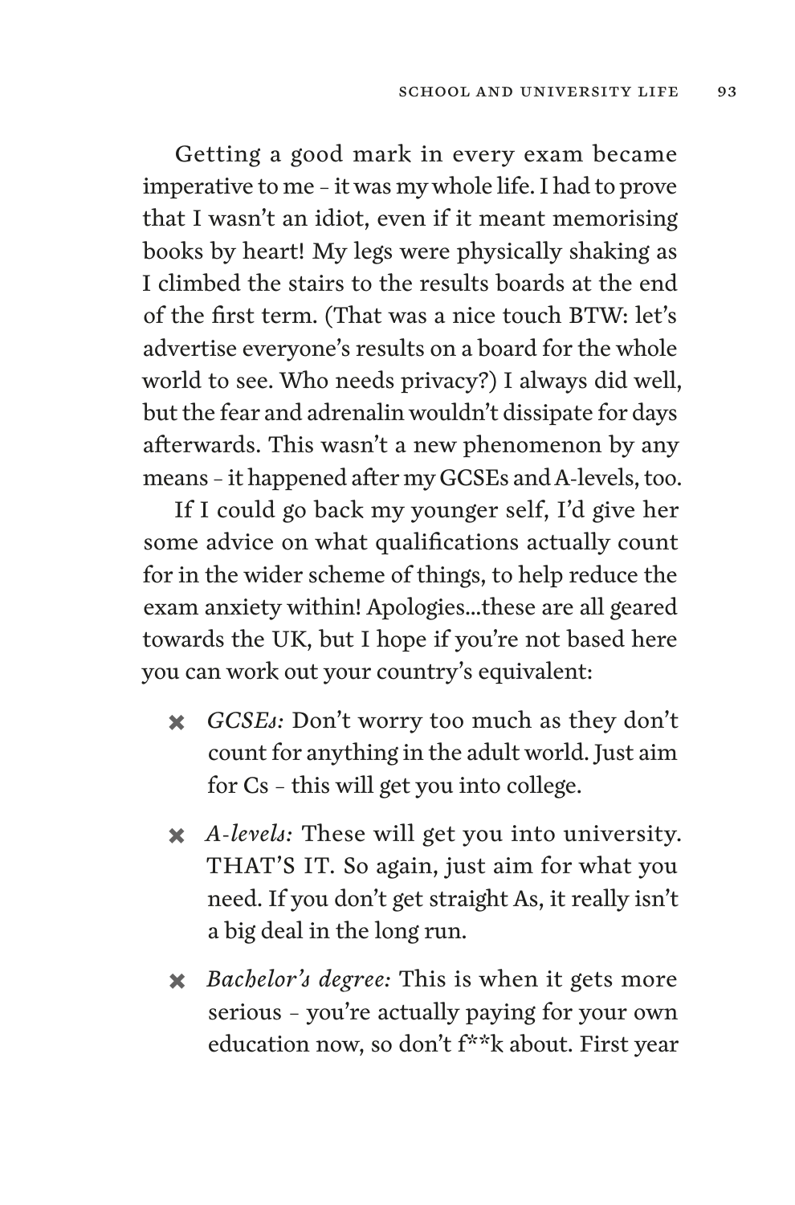Getting a good mark in every exam became imperative to me – it was my whole life. I had to prove that I wasn't an idiot, even if it meant memorising books by heart! My legs were physically shaking as I climbed the stairs to the results boards at the end of the first term. (That was a nice touch BTW: let's advertise everyone's results on a board for the whole world to see. Who needs privacy?) I always did well, but the fear and adrenalin wouldn't dissipate for days afterwards. This wasn't a new phenomenon by any means – it happened after my GCSEs and A-levels, too.

If I could go back my younger self, I'd give her some advice on what qualifications actually count for in the wider scheme of things, to help reduce the exam anxiety within! Apologies...these are all geared towards the UK, but I hope if you're not based here you can work out your country's equivalent:

- *GCSEs:* Don't worry too much as they don't count for anything in the adult world. Just aim for Cs – this will get you into college.
- *A-levels:* These will get you into university. THAT'S IT. So again, just aim for what you need. If you don't get straight As, it really isn't a big deal in the long run.
- *Bachelor's degree:* This is when it gets more serious – you're actually paying for your own education now, so don't f**k about. First year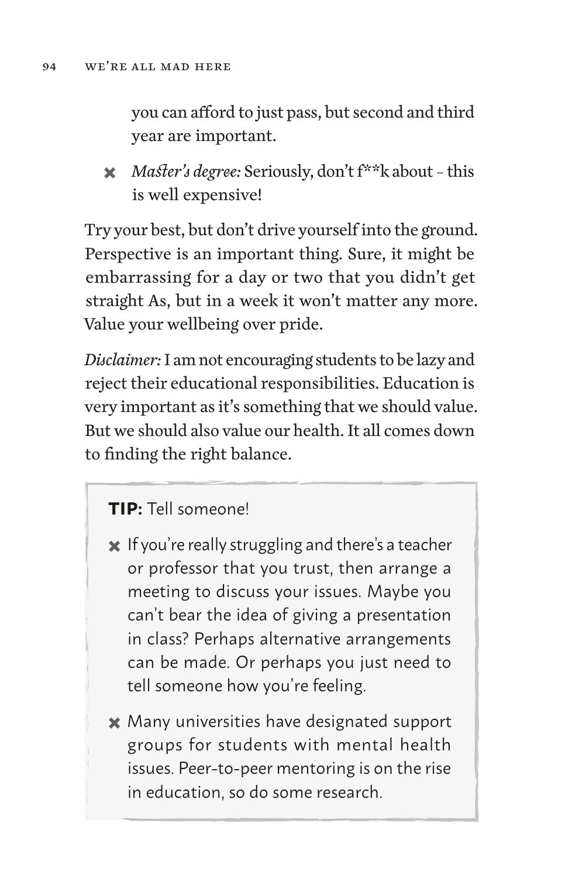you can afford to just pass, but second and third year are important.

- *Master's degree:* Seriously, don't f**k about – this is well expensive!

Try your best, but don't drive yourself into the ground. Perspective is an important thing. Sure, it might be embarrassing for a day or two that you didn't get straight As, but in a week it won't matter any more. Value your wellbeing over pride.

*Disclaimer:* I am not encouraging students to be lazy and reject their educational responsibilities. Education is very important as it's something that we should value. But we should also value our health. It all comes down to finding the right balance.

> **TIP:** Tell someone!
>
> - If you're really struggling and there's a teacher or professor that you trust, then arrange a meeting to discuss your issues. Maybe you can't bear the idea of giving a presentation in class? Perhaps alternative arrangements can be made. Or perhaps you just need to tell someone how you're feeling.
> - Many universities have designated support groups for students with mental health issues. Peer-to-peer mentoring is on the rise in education, so do some research.